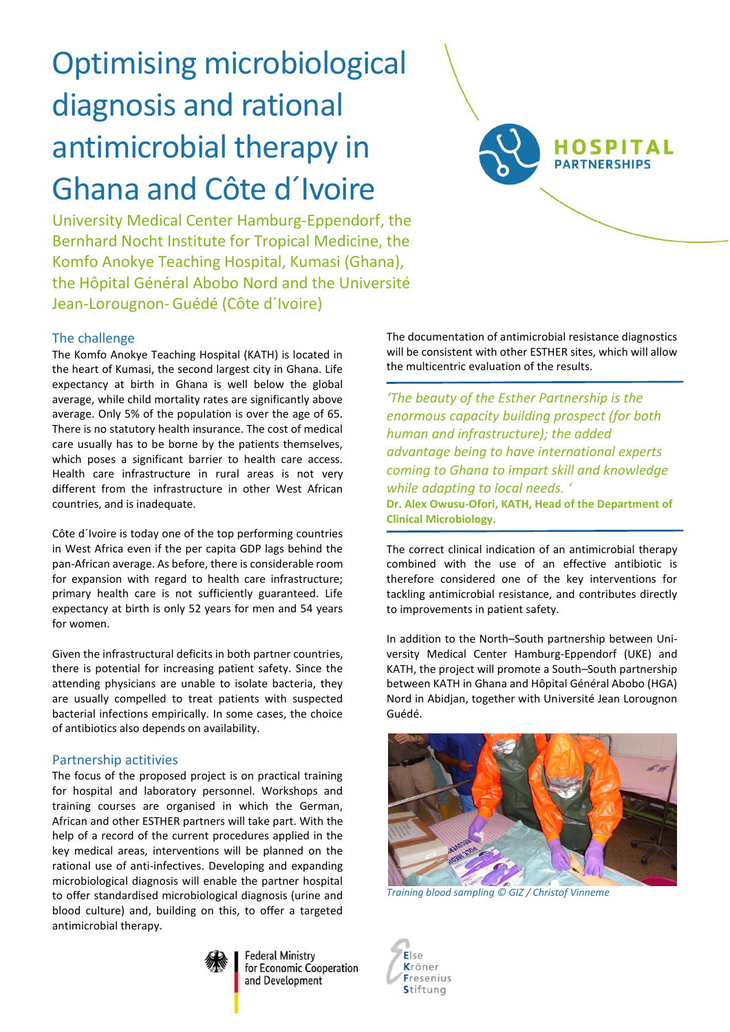# Optimising microbiological diagnosis and rational antimicrobial therapy in Ghana and Côte d´Ivoire

HOSPITAL PARTNERSHIPS

University Medical Center Hamburg-Eppendorf, the Bernhard Nocht Institute for Tropical Medicine, the Komfo Anokye Teaching Hospital, Kumasi (Ghana), the Hôpital Général Abobo Nord and the Université Jean-Lorougnon- Guédé (Côte d´Ivoire)

## The challenge

The Komfo Anokye Teaching Hospital (KATH) is located in the heart of Kumasi, the second largest city in Ghana. Life expectancy at birth in Ghana is well below the global average, while child mortality rates are significantly above average. Only 5% of the population is over the age of 65. There is no statutory health insurance. The cost of medical care usually has to be borne by the patients themselves, which poses a significant barrier to health care access. Health care infrastructure in rural areas is not very different from the infrastructure in other West African countries, and is inadequate.

Côte d´Ivoire is today one of the top performing countries in West Africa even if the per capita GDP lags behind the pan-African average. As before, there is considerable room for expansion with regard to health care infrastructure; primary health care is not sufficiently guaranteed. Life expectancy at birth is only 52 years for men and 54 years for women.

Given the infrastructural deficits in both partner countries, there is potential for increasing patient safety. Since the attending physicians are unable to isolate bacteria, they are usually compelled to treat patients with suspected bacterial infections empirically. In some cases, the choice of antibiotics also depends on availability.

## Partnership actitivies

The focus of the proposed project is on practical training for hospital and laboratory personnel. Workshops and training courses are organised in which the German, African and other ESTHER partners will take part. With the help of a record of the current procedures applied in the key medical areas, interventions will be planned on the rational use of anti-infectives. Developing and expanding microbiological diagnosis will enable the partner hospital to offer standardised microbiological diagnosis (urine and blood culture) and, building on this, to offer a targeted antimicrobial therapy.

The documentation of antimicrobial resistance diagnostics will be consistent with other ESTHER sites, which will allow the multicentric evaluation of the results.

*'The beauty of the Esther Partnership is the enormous capacity building prospect (for both human and infrastructure); the added advantage being to have international experts coming to Ghana to impart skill and knowledge while adapting to local needs. '*

**Dr. Alex Owusu-Ofori, KATH, Head of the Department of Clinical Microbiology.**

The correct clinical indication of an antimicrobial therapy combined with the use of an effective antibiotic is therefore considered one of the key interventions for tackling antimicrobial resistance, and contributes directly to improvements in patient safety.

In addition to the North–South partnership between University Medical Center Hamburg-Eppendorf (UKE) and KATH, the project will promote a South–South partnership between KATH in Ghana and Hôpital Général Abobo (HGA) Nord in Abidjan, together with Université Jean Lorougnon Guédé.

*Training blood sampling © GIZ / Christof Vinneme*

Federal Ministry for Economic Cooperation and Development

Else Kröner Fresenius Stiftung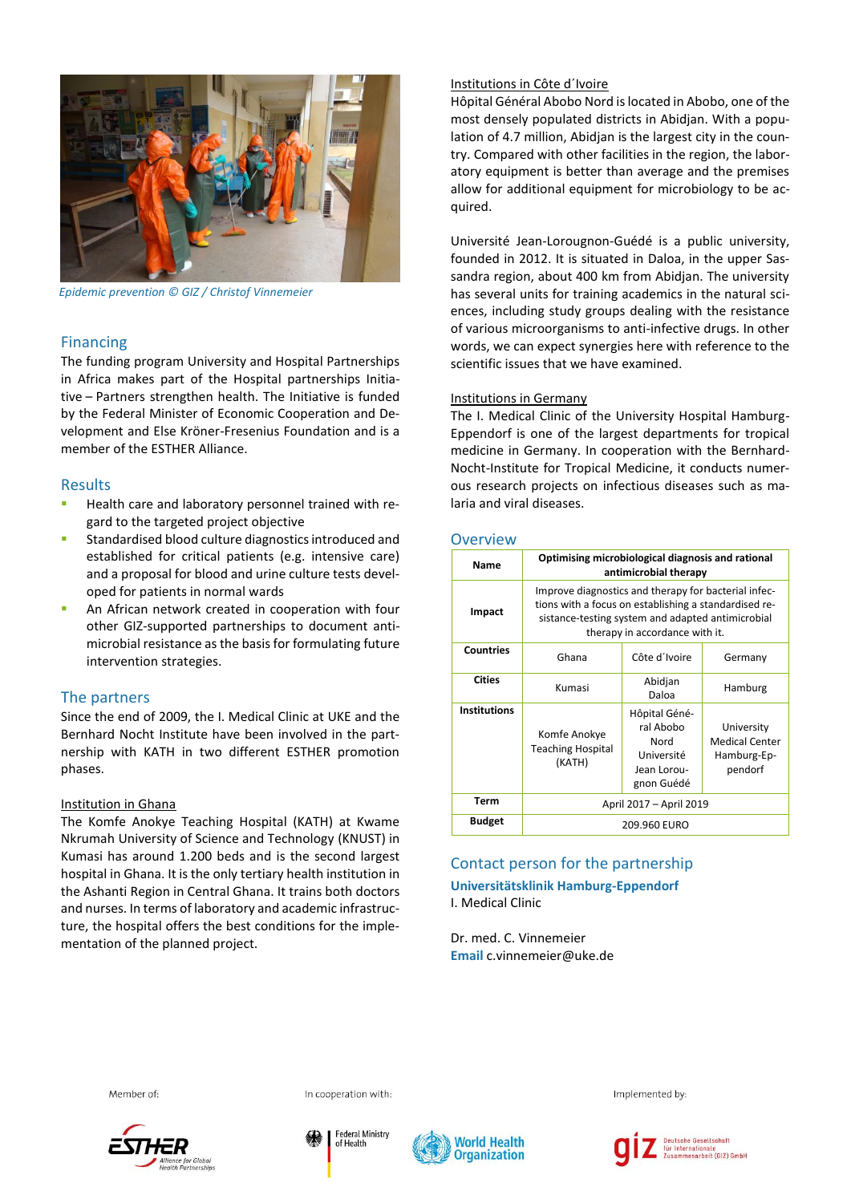*Epidemic prevention © GIZ / Christof Vinnemeier*

## Financing

The funding program University and Hospital Partnerships in Africa makes part of the Hospital partnerships Initiative – Partners strengthen health. The Initiative is funded by the Federal Minister of Economic Cooperation and Development and Else Kröner-Fresenius Foundation and is a member of the ESTHER Alliance.

## Results

- Health care and laboratory personnel trained with regard to the targeted project objective
- Standardised blood culture diagnostics introduced and established for critical patients (e.g. intensive care) and a proposal for blood and urine culture tests developed for patients in normal wards
- An African network created in cooperation with four other GIZ-supported partnerships to document antimicrobial resistance as the basis for formulating future intervention strategies.

## The partners

Since the end of 2009, the I. Medical Clinic at UKE and the Bernhard Nocht Institute have been involved in the partnership with KATH in two different ESTHER promotion phases.

### Institution in Ghana

The Komfe Anokye Teaching Hospital (KATH) at Kwame Nkrumah University of Science and Technology (KNUST) in Kumasi has around 1.200 beds and is the second largest hospital in Ghana. It is the only tertiary health institution in the Ashanti Region in Central Ghana. It trains both doctors and nurses. In terms of laboratory and academic infrastructure, the hospital offers the best conditions for the implementation of the planned project.

### Institutions in Côte d´Ivoire

Hôpital Général Abobo Nord is located in Abobo, one of the most densely populated districts in Abidjan. With a population of 4.7 million, Abidjan is the largest city in the country. Compared with other facilities in the region, the laboratory equipment is better than average and the premises allow for additional equipment for microbiology to be acquired.

Université Jean-Lorougnon-Guédé is a public university, founded in 2012. It is situated in Daloa, in the upper Sassandra region, about 400 km from Abidjan. The university has several units for training academics in the natural sciences, including study groups dealing with the resistance of various microorganisms to anti-infective drugs. In other words, we can expect synergies here with reference to the scientific issues that we have examined.

### Institutions in Germany

The I. Medical Clinic of the University Hospital Hamburg-Eppendorf is one of the largest departments for tropical medicine in Germany. In cooperation with the Bernhard-Nocht-Institute for Tropical Medicine, it conducts numerous research projects on infectious diseases such as malaria and viral diseases.

## Overview

| Name | Optimising microbiological diagnosis and rational antimicrobial therapy | | |
|---|---|---|---|
| Impact | Improve diagnostics and therapy for bacterial infections with a focus on establishing a standardised resistance-testing system and adapted antimicrobial therapy in accordance with it. | | |
| Countries | Ghana | Côte d´Ivoire | Germany |
| Cities | Kumasi | Abidjan Daloa | Hamburg |
| Institutions | Komfe Anokye Teaching Hospital (KATH) | Hôpital Général Abobo Nord Université Jean Lorougnon Guédé | University Medical Center Hamburg-Eppendorf |
| Term | April 2017 – April 2019 | | |
| Budget | 209.960 EURO | | |

## Contact person for the partnership

**Universitätsklinik Hamburg-Eppendorf**
I. Medical Clinic

Dr. med. C. Vinnemeier
**Email** c.vinnemeier@uke.de

Member of: ESTHER Alliance for Global Health Partnerships

In cooperation with: Federal Ministry of Health; World Health Organization

Implemented by: giz Deutsche Gesellschaft für Internationale Zusammenarbeit (GIZ) GmbH